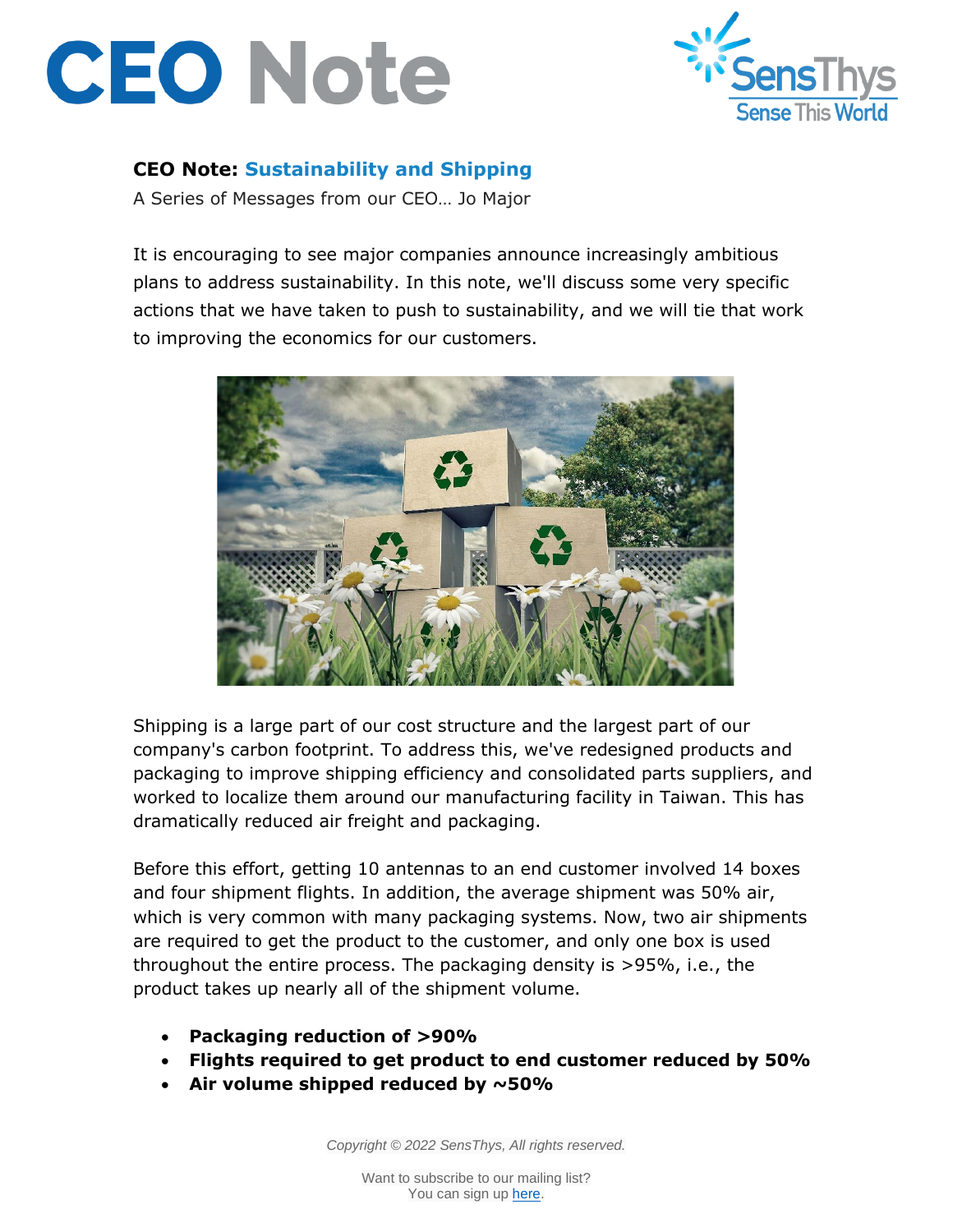# CEO Note

## CEO Note: Sustainability and Shipping

A Series of Messages from our CEO… Jo Major

It is encouraging to see major companies announce increasingly ambitious plans to address sustainability. In this note, we'll discuss some very specific actions that we have taken to push to sustainability, and we will tie that work to improving the economics for our customers.

Shipping is a large part of our cost structure and the largest part of our company's carbon footprint. To address this, we've redesigned products and packaging to improve shipping efficiency and consolidated parts suppliers, and worked to localize them around our manufacturing facility in Taiwan. This has dramatically reduced air freight and packaging.

Before this effort, getting 10 antennas to an end customer involved 14 boxes and four shipment flights. In addition, the average shipment was 50% air, which is very common with many packaging systems. Now, two air shipments are required to get the product to the customer, and only one box is used throughout the entire process. The packaging density is >95%, i.e., the product takes up nearly all of the shipment volume.

- **Packaging reduction of >90%**
- **Flights required to get product to end customer reduced by 50%**
- **Air volume shipped reduced by ~50%**

*Copyright © 2022 SensThys, All rights reserved.*

Want to subscribe to our mailing list?
You can sign up here.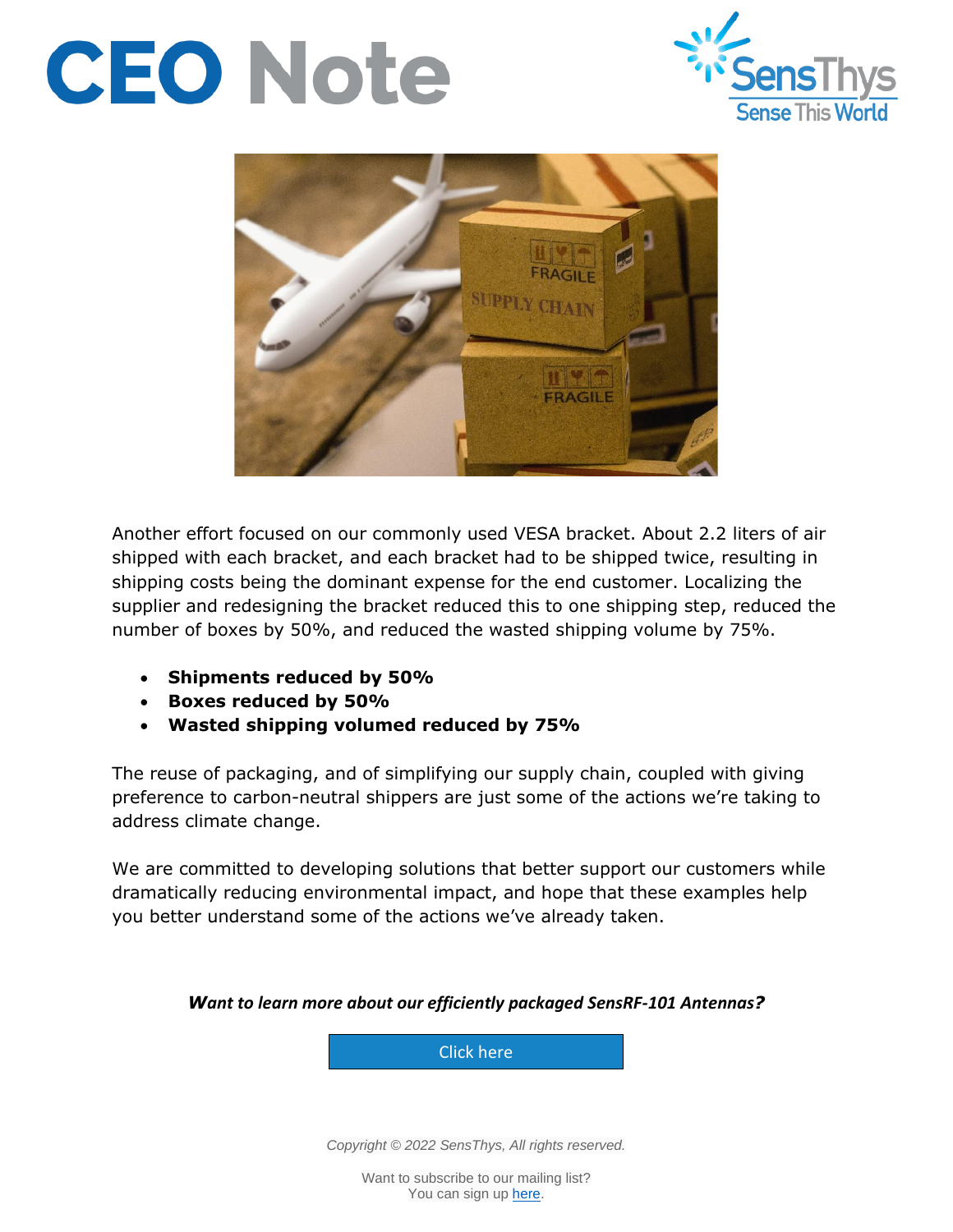# CEO Note

Another effort focused on our commonly used VESA bracket. About 2.2 liters of air shipped with each bracket, and each bracket had to be shipped twice, resulting in shipping costs being the dominant expense for the end customer. Localizing the supplier and redesigning the bracket reduced this to one shipping step, reduced the number of boxes by 50%, and reduced the wasted shipping volume by 75%.

- **Shipments reduced by 50%**
- **Boxes reduced by 50%**
- **Wasted shipping volumed reduced by 75%**

The reuse of packaging, and of simplifying our supply chain, coupled with giving preference to carbon-neutral shippers are just some of the actions we're taking to address climate change.

We are committed to developing solutions that better support our customers while dramatically reducing environmental impact, and hope that these examples help you better understand some of the actions we've already taken.

***Want to learn more about our efficiently packaged SensRF-101 Antennas?***

Click here

*Copyright © 2022 SensThys, All rights reserved.*

Want to subscribe to our mailing list?
You can sign up here.